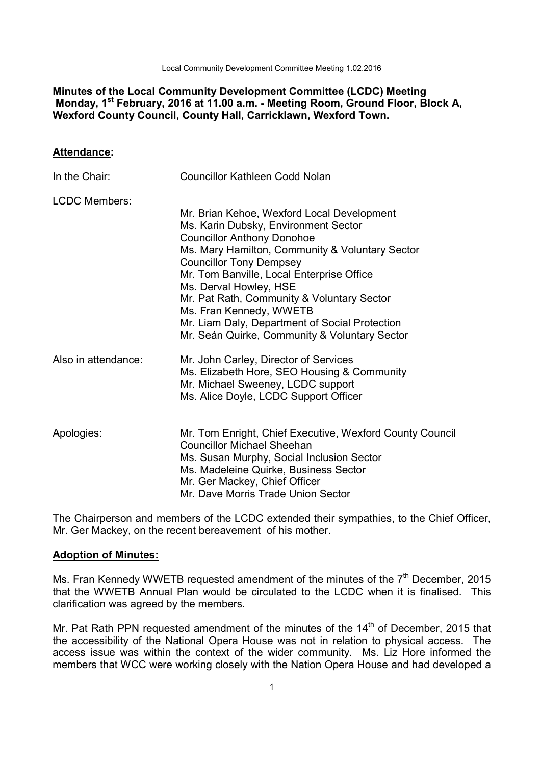**Minutes of the Local Community Development Committee (LCDC) Meeting Monday, 1st February, 2016 at 11.00 a.m. - Meeting Room, Ground Floor, Block A, Wexford County Council, County Hall, Carricklawn, Wexford Town.**

## Attendance:

| | |
|---|---|
| In the Chair: | Councillor Kathleen Codd Nolan |
| LCDC Members: | Mr. Brian Kehoe, Wexford Local Development<br>Ms. Karin Dubsky, Environment Sector<br>Councillor Anthony Donohoe<br>Ms. Mary Hamilton, Community & Voluntary Sector<br>Councillor Tony Dempsey<br>Mr. Tom Banville, Local Enterprise Office<br>Ms. Derval Howley, HSE<br>Mr. Pat Rath, Community & Voluntary Sector<br>Ms. Fran Kennedy, WWETB<br>Mr. Liam Daly, Department of Social Protection<br>Mr. Seán Quirke, Community & Voluntary Sector |
| Also in attendance: | Mr. John Carley, Director of Services<br>Ms. Elizabeth Hore, SEO Housing & Community<br>Mr. Michael Sweeney, LCDC support<br>Ms. Alice Doyle, LCDC Support Officer |
| Apologies: | Mr. Tom Enright, Chief Executive, Wexford County Council<br>Councillor Michael Sheehan<br>Ms. Susan Murphy, Social Inclusion Sector<br>Ms. Madeleine Quirke, Business Sector<br>Mr. Ger Mackey, Chief Officer<br>Mr. Dave Morris Trade Union Sector |

The Chairperson and members of the LCDC extended their sympathies, to the Chief Officer, Mr. Ger Mackey, on the recent bereavement of his mother.

## Adoption of Minutes:

Ms. Fran Kennedy WWETB requested amendment of the minutes of the 7th December, 2015 that the WWETB Annual Plan would be circulated to the LCDC when it is finalised. This clarification was agreed by the members.

Mr. Pat Rath PPN requested amendment of the minutes of the 14th of December, 2015 that the accessibility of the National Opera House was not in relation to physical access. The access issue was within the context of the wider community. Ms. Liz Hore informed the members that WCC were working closely with the Nation Opera House and had developed a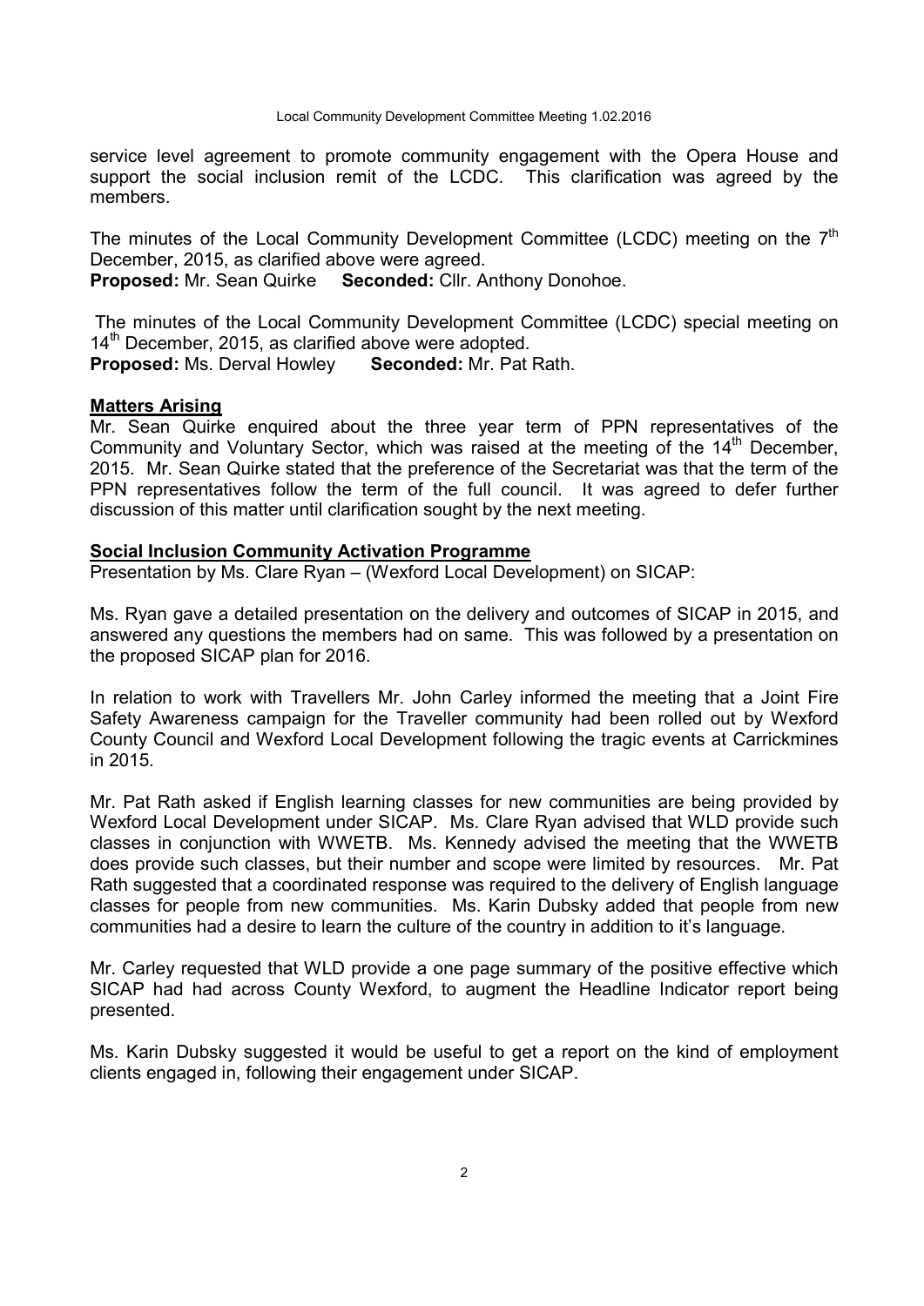service level agreement to promote community engagement with the Opera House and support the social inclusion remit of the LCDC. This clarification was agreed by the members.

The minutes of the Local Community Development Committee (LCDC) meeting on the 7th December, 2015, as clarified above were agreed.
**Proposed:** Mr. Sean Quirke **Seconded:** Cllr. Anthony Donohoe.

The minutes of the Local Community Development Committee (LCDC) special meeting on 14th December, 2015, as clarified above were adopted.
**Proposed:** Ms. Derval Howley **Seconded:** Mr. Pat Rath.

## Matters Arising

Mr. Sean Quirke enquired about the three year term of PPN representatives of the Community and Voluntary Sector, which was raised at the meeting of the 14th December, 2015. Mr. Sean Quirke stated that the preference of the Secretariat was that the term of the PPN representatives follow the term of the full council. It was agreed to defer further discussion of this matter until clarification sought by the next meeting.

## Social Inclusion Community Activation Programme

Presentation by Ms. Clare Ryan – (Wexford Local Development) on SICAP:

Ms. Ryan gave a detailed presentation on the delivery and outcomes of SICAP in 2015, and answered any questions the members had on same. This was followed by a presentation on the proposed SICAP plan for 2016.

In relation to work with Travellers Mr. John Carley informed the meeting that a Joint Fire Safety Awareness campaign for the Traveller community had been rolled out by Wexford County Council and Wexford Local Development following the tragic events at Carrickmines in 2015.

Mr. Pat Rath asked if English learning classes for new communities are being provided by Wexford Local Development under SICAP. Ms. Clare Ryan advised that WLD provide such classes in conjunction with WWETB. Ms. Kennedy advised the meeting that the WWETB does provide such classes, but their number and scope were limited by resources. Mr. Pat Rath suggested that a coordinated response was required to the delivery of English language classes for people from new communities. Ms. Karin Dubsky added that people from new communities had a desire to learn the culture of the country in addition to it's language.

Mr. Carley requested that WLD provide a one page summary of the positive effective which SICAP had had across County Wexford, to augment the Headline Indicator report being presented.

Ms. Karin Dubsky suggested it would be useful to get a report on the kind of employment clients engaged in, following their engagement under SICAP.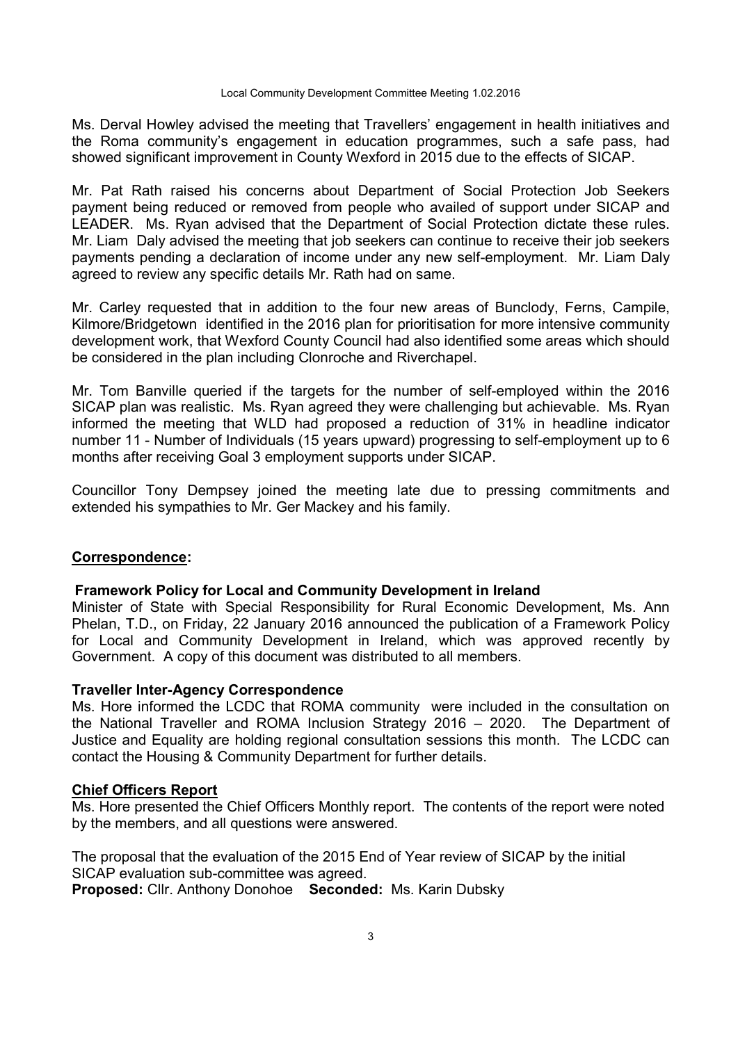Ms. Derval Howley advised the meeting that Travellers' engagement in health initiatives and the Roma community's engagement in education programmes, such a safe pass, had showed significant improvement in County Wexford in 2015 due to the effects of SICAP.

Mr. Pat Rath raised his concerns about Department of Social Protection Job Seekers payment being reduced or removed from people who availed of support under SICAP and LEADER. Ms. Ryan advised that the Department of Social Protection dictate these rules. Mr. Liam Daly advised the meeting that job seekers can continue to receive their job seekers payments pending a declaration of income under any new self-employment. Mr. Liam Daly agreed to review any specific details Mr. Rath had on same.

Mr. Carley requested that in addition to the four new areas of Bunclody, Ferns, Campile, Kilmore/Bridgetown identified in the 2016 plan for prioritisation for more intensive community development work, that Wexford County Council had also identified some areas which should be considered in the plan including Clonroche and Riverchapel.

Mr. Tom Banville queried if the targets for the number of self-employed within the 2016 SICAP plan was realistic. Ms. Ryan agreed they were challenging but achievable. Ms. Ryan informed the meeting that WLD had proposed a reduction of 31% in headline indicator number 11 - Number of Individuals (15 years upward) progressing to self-employment up to 6 months after receiving Goal 3 employment supports under SICAP.

Councillor Tony Dempsey joined the meeting late due to pressing commitments and extended his sympathies to Mr. Ger Mackey and his family.

## Correspondence:

### Framework Policy for Local and Community Development in Ireland

Minister of State with Special Responsibility for Rural Economic Development, Ms. Ann Phelan, T.D., on Friday, 22 January 2016 announced the publication of a Framework Policy for Local and Community Development in Ireland, which was approved recently by Government. A copy of this document was distributed to all members.

### Traveller Inter-Agency Correspondence

Ms. Hore informed the LCDC that ROMA community were included in the consultation on the National Traveller and ROMA Inclusion Strategy 2016 – 2020. The Department of Justice and Equality are holding regional consultation sessions this month. The LCDC can contact the Housing & Community Department for further details.

## Chief Officers Report

Ms. Hore presented the Chief Officers Monthly report. The contents of the report were noted by the members, and all questions were answered.

The proposal that the evaluation of the 2015 End of Year review of SICAP by the initial SICAP evaluation sub-committee was agreed.

**Proposed:** Cllr. Anthony Donohoe **Seconded:** Ms. Karin Dubsky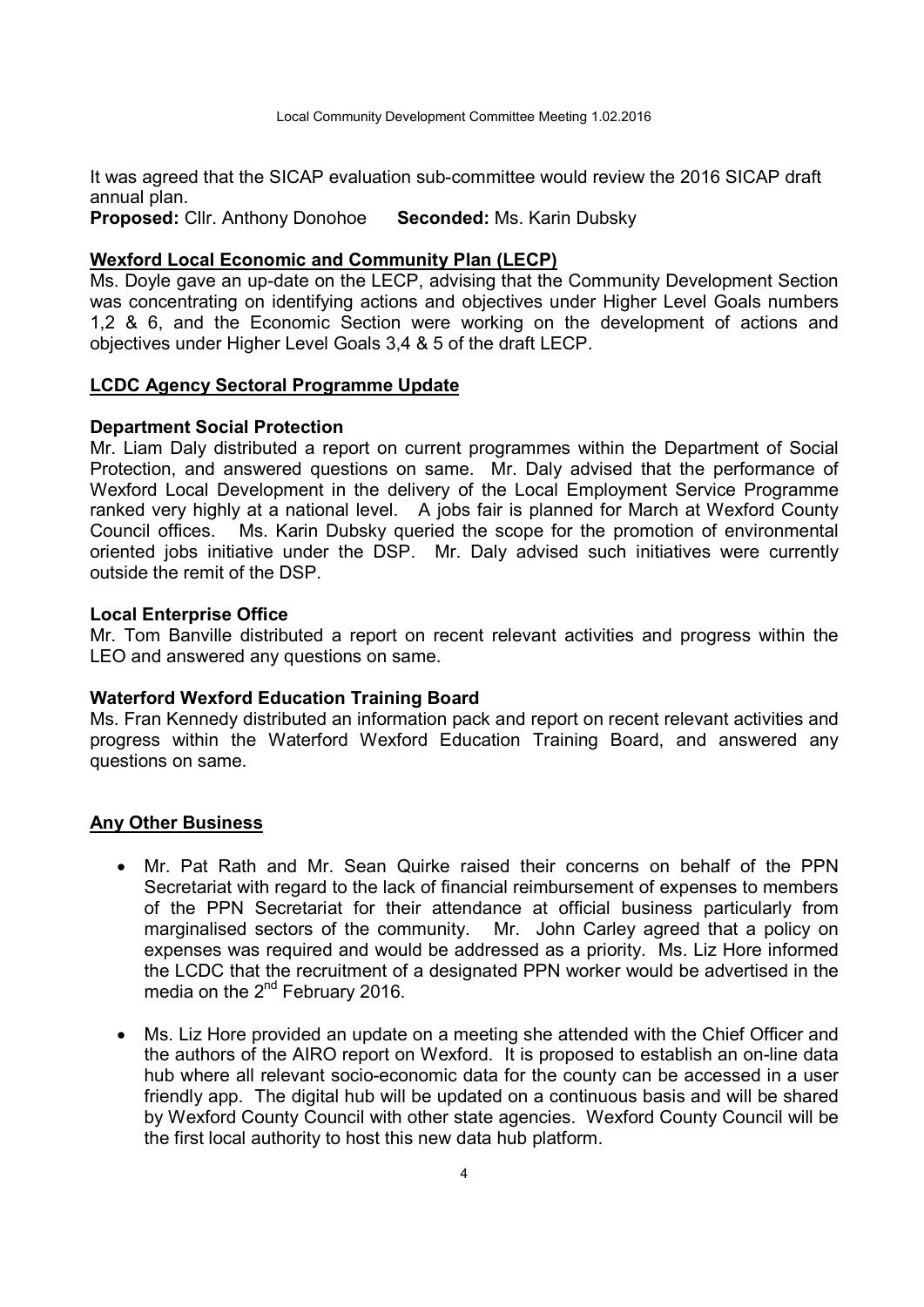It was agreed that the SICAP evaluation sub-committee would review the 2016 SICAP draft annual plan.

**Proposed:** Cllr. Anthony Donohoe **Seconded:** Ms. Karin Dubsky

## Wexford Local Economic and Community Plan (LECP)

Ms. Doyle gave an up-date on the LECP, advising that the Community Development Section was concentrating on identifying actions and objectives under Higher Level Goals numbers 1,2 & 6, and the Economic Section were working on the development of actions and objectives under Higher Level Goals 3,4 & 5 of the draft LECP.

## LCDC Agency Sectoral Programme Update

### Department Social Protection

Mr. Liam Daly distributed a report on current programmes within the Department of Social Protection, and answered questions on same. Mr. Daly advised that the performance of Wexford Local Development in the delivery of the Local Employment Service Programme ranked very highly at a national level. A jobs fair is planned for March at Wexford County Council offices. Ms. Karin Dubsky queried the scope for the promotion of environmental oriented jobs initiative under the DSP. Mr. Daly advised such initiatives were currently outside the remit of the DSP.

### Local Enterprise Office

Mr. Tom Banville distributed a report on recent relevant activities and progress within the LEO and answered any questions on same.

### Waterford Wexford Education Training Board

Ms. Fran Kennedy distributed an information pack and report on recent relevant activities and progress within the Waterford Wexford Education Training Board, and answered any questions on same.

## Any Other Business

- Mr. Pat Rath and Mr. Sean Quirke raised their concerns on behalf of the PPN Secretariat with regard to the lack of financial reimbursement of expenses to members of the PPN Secretariat for their attendance at official business particularly from marginalised sectors of the community. Mr. John Carley agreed that a policy on expenses was required and would be addressed as a priority. Ms. Liz Hore informed the LCDC that the recruitment of a designated PPN worker would be advertised in the media on the 2nd February 2016.

- Ms. Liz Hore provided an update on a meeting she attended with the Chief Officer and the authors of the AIRO report on Wexford. It is proposed to establish an on-line data hub where all relevant socio-economic data for the county can be accessed in a user friendly app. The digital hub will be updated on a continuous basis and will be shared by Wexford County Council with other state agencies. Wexford County Council will be the first local authority to host this new data hub platform.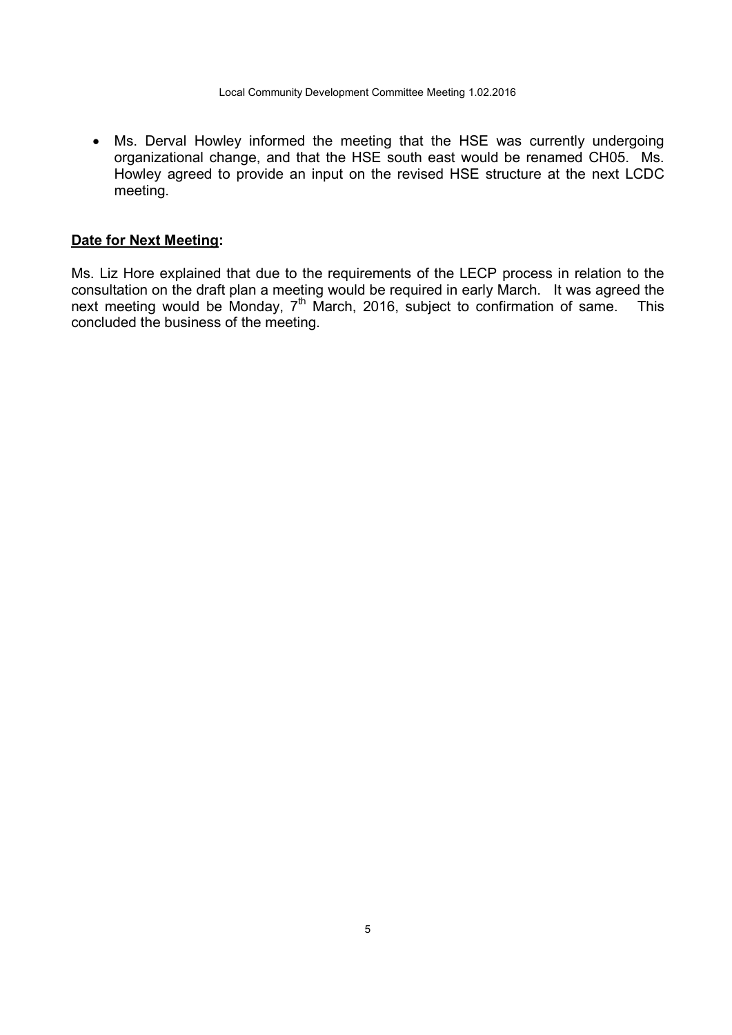- Ms. Derval Howley informed the meeting that the HSE was currently undergoing organizational change, and that the HSE south east would be renamed CH05. Ms. Howley agreed to provide an input on the revised HSE structure at the next LCDC meeting.

**Date for Next Meeting:**

Ms. Liz Hore explained that due to the requirements of the LECP process in relation to the consultation on the draft plan a meeting would be required in early March. It was agreed the next meeting would be Monday, 7th March, 2016, subject to confirmation of same. This concluded the business of the meeting.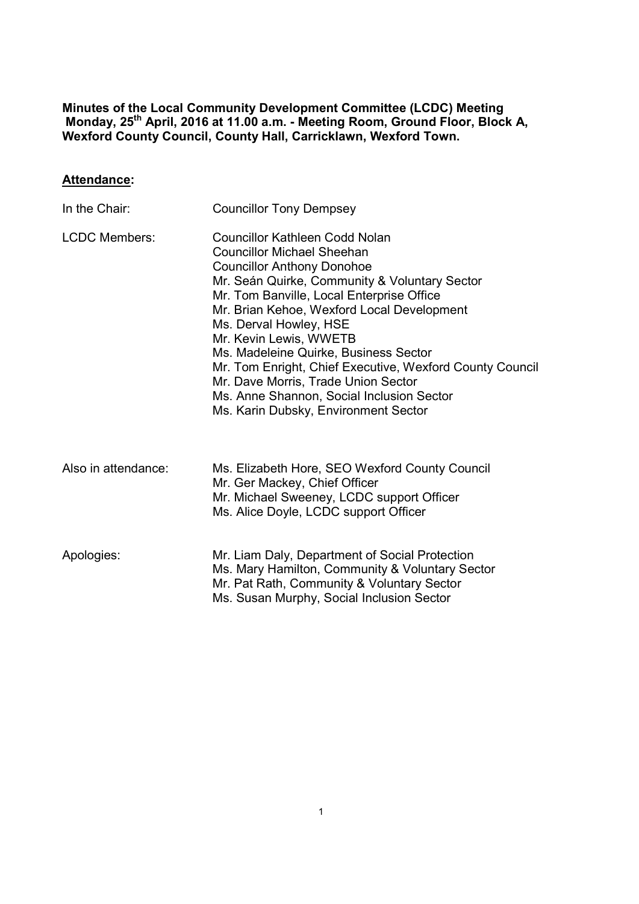**Minutes of the Local Community Development Committee (LCDC) Meeting Monday, 25th April, 2016 at 11.00 a.m. - Meeting Room, Ground Floor, Block A, Wexford County Council, County Hall, Carricklawn, Wexford Town.**

**Attendance:**

| | |
|---|---|
| In the Chair: | Councillor Tony Dempsey |
| LCDC Members: | Councillor Kathleen Codd Nolan<br>Councillor Michael Sheehan<br>Councillor Anthony Donohoe<br>Mr. Seán Quirke, Community & Voluntary Sector<br>Mr. Tom Banville, Local Enterprise Office<br>Mr. Brian Kehoe, Wexford Local Development<br>Ms. Derval Howley, HSE<br>Mr. Kevin Lewis, WWETB<br>Ms. Madeleine Quirke, Business Sector<br>Mr. Tom Enright, Chief Executive, Wexford County Council<br>Mr. Dave Morris, Trade Union Sector<br>Ms. Anne Shannon, Social Inclusion Sector<br>Ms. Karin Dubsky, Environment Sector |
| Also in attendance: | Ms. Elizabeth Hore, SEO Wexford County Council<br>Mr. Ger Mackey, Chief Officer<br>Mr. Michael Sweeney, LCDC support Officer<br>Ms. Alice Doyle, LCDC support Officer |
| Apologies: | Mr. Liam Daly, Department of Social Protection<br>Ms. Mary Hamilton, Community & Voluntary Sector<br>Mr. Pat Rath, Community & Voluntary Sector<br>Ms. Susan Murphy, Social Inclusion Sector |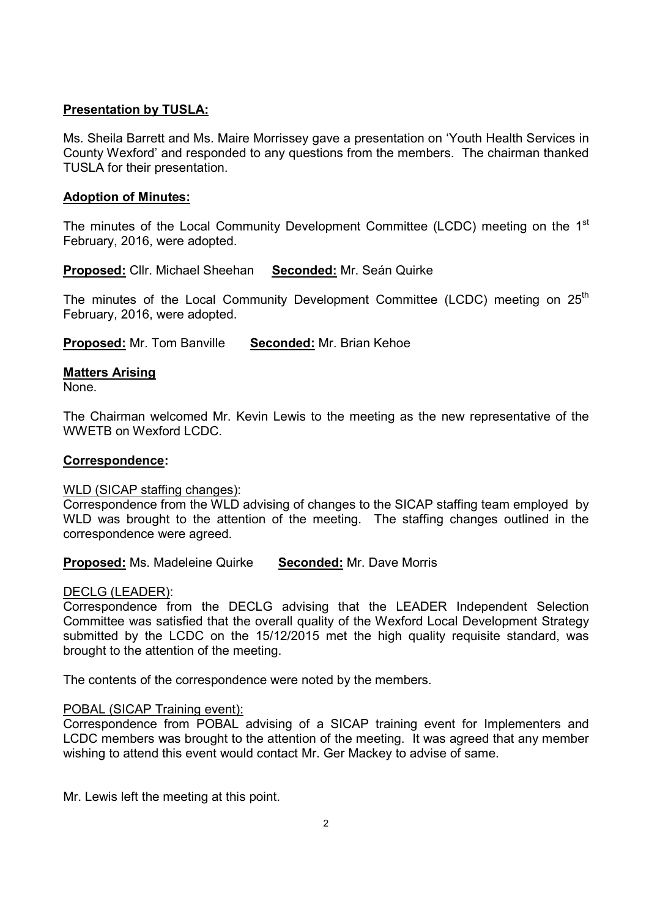**Presentation by TUSLA:**

Ms. Sheila Barrett and Ms. Maire Morrissey gave a presentation on 'Youth Health Services in County Wexford' and responded to any questions from the members. The chairman thanked TUSLA for their presentation.

**Adoption of Minutes:**

The minutes of the Local Community Development Committee (LCDC) meeting on the 1st February, 2016, were adopted.

**Proposed:** Cllr. Michael Sheehan **Seconded:** Mr. Seán Quirke

The minutes of the Local Community Development Committee (LCDC) meeting on 25th February, 2016, were adopted.

**Proposed:** Mr. Tom Banville **Seconded:** Mr. Brian Kehoe

**Matters Arising**

None.

The Chairman welcomed Mr. Kevin Lewis to the meeting as the new representative of the WWETB on Wexford LCDC.

**Correspondence:**

WLD (SICAP staffing changes):

Correspondence from the WLD advising of changes to the SICAP staffing team employed by WLD was brought to the attention of the meeting. The staffing changes outlined in the correspondence were agreed.

**Proposed:** Ms. Madeleine Quirke **Seconded:** Mr. Dave Morris

DECLG (LEADER):

Correspondence from the DECLG advising that the LEADER Independent Selection Committee was satisfied that the overall quality of the Wexford Local Development Strategy submitted by the LCDC on the 15/12/2015 met the high quality requisite standard, was brought to the attention of the meeting.

The contents of the correspondence were noted by the members.

POBAL (SICAP Training event):

Correspondence from POBAL advising of a SICAP training event for Implementers and LCDC members was brought to the attention of the meeting. It was agreed that any member wishing to attend this event would contact Mr. Ger Mackey to advise of same.

Mr. Lewis left the meeting at this point.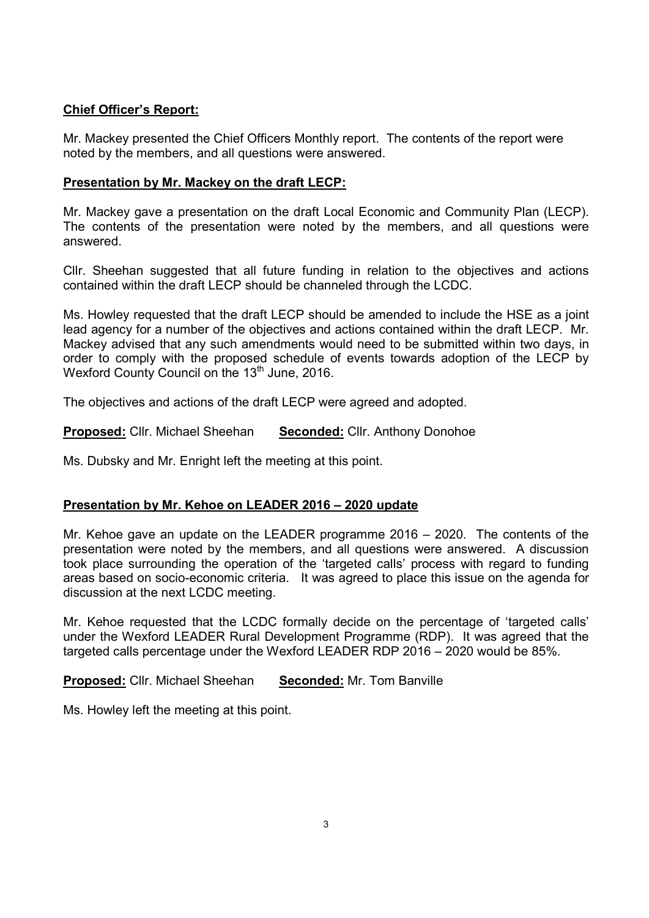**Chief Officer's Report:**

Mr. Mackey presented the Chief Officers Monthly report. The contents of the report were noted by the members, and all questions were answered.

**Presentation by Mr. Mackey on the draft LECP:**

Mr. Mackey gave a presentation on the draft Local Economic and Community Plan (LECP). The contents of the presentation were noted by the members, and all questions were answered.

Cllr. Sheehan suggested that all future funding in relation to the objectives and actions contained within the draft LECP should be channeled through the LCDC.

Ms. Howley requested that the draft LECP should be amended to include the HSE as a joint lead agency for a number of the objectives and actions contained within the draft LECP. Mr. Mackey advised that any such amendments would need to be submitted within two days, in order to comply with the proposed schedule of events towards adoption of the LECP by Wexford County Council on the 13th June, 2016.

The objectives and actions of the draft LECP were agreed and adopted.

**Proposed:** Cllr. Michael Sheehan **Seconded:** Cllr. Anthony Donohoe

Ms. Dubsky and Mr. Enright left the meeting at this point.

**Presentation by Mr. Kehoe on LEADER 2016 – 2020 update**

Mr. Kehoe gave an update on the LEADER programme 2016 – 2020. The contents of the presentation were noted by the members, and all questions were answered. A discussion took place surrounding the operation of the 'targeted calls' process with regard to funding areas based on socio-economic criteria. It was agreed to place this issue on the agenda for discussion at the next LCDC meeting.

Mr. Kehoe requested that the LCDC formally decide on the percentage of 'targeted calls' under the Wexford LEADER Rural Development Programme (RDP). It was agreed that the targeted calls percentage under the Wexford LEADER RDP 2016 – 2020 would be 85%.

**Proposed:** Cllr. Michael Sheehan **Seconded:** Mr. Tom Banville

Ms. Howley left the meeting at this point.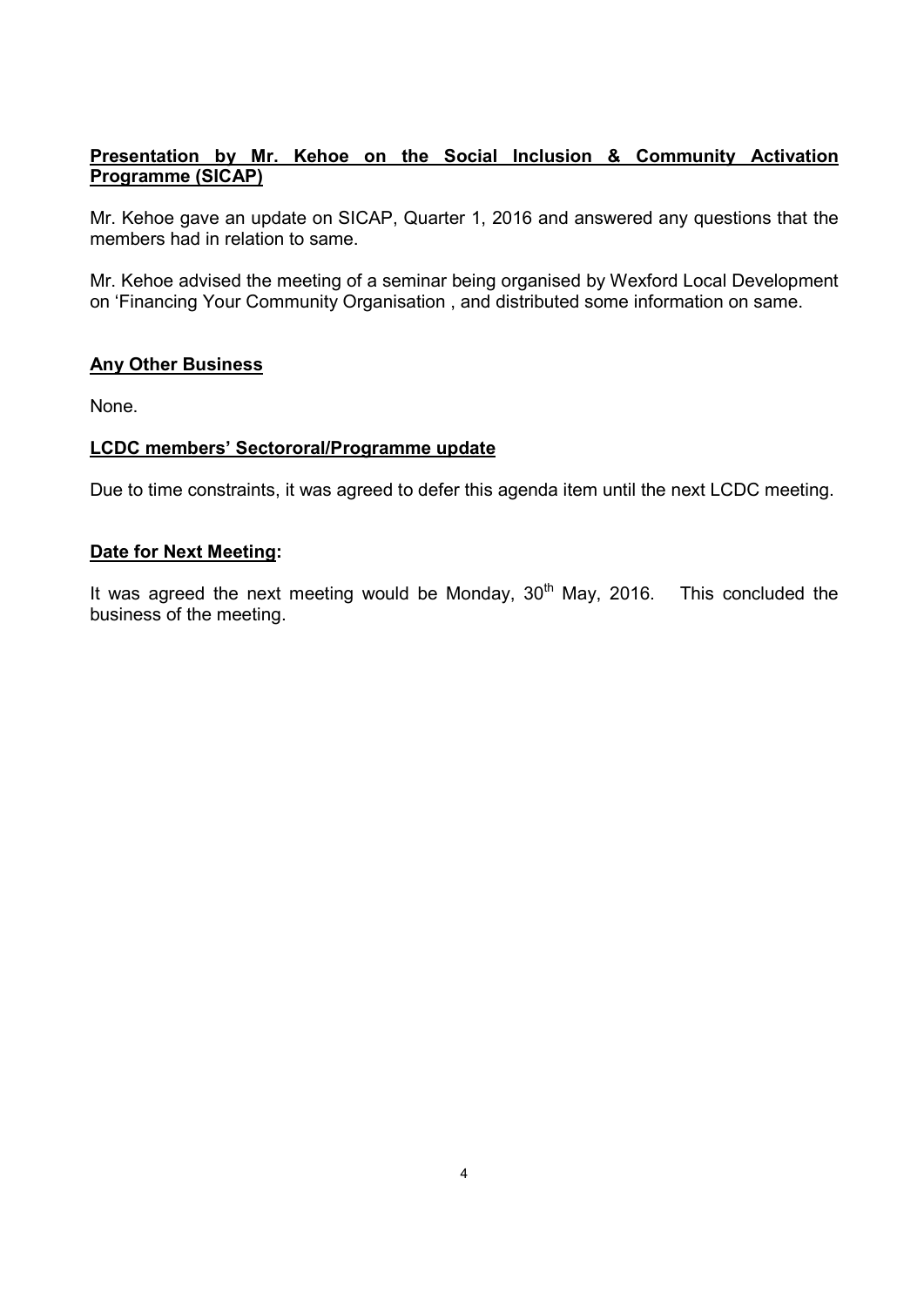**Presentation by Mr. Kehoe on the Social Inclusion & Community Activation Programme (SICAP)**

Mr. Kehoe gave an update on SICAP, Quarter 1, 2016 and answered any questions that the members had in relation to same.

Mr. Kehoe advised the meeting of a seminar being organised by Wexford Local Development on 'Financing Your Community Organisation , and distributed some information on same.

**Any Other Business**

None.

**LCDC members' Sectororal/Programme update**

Due to time constraints, it was agreed to defer this agenda item until the next LCDC meeting.

**Date for Next Meeting:**

It was agreed the next meeting would be Monday, 30th May, 2016. This concluded the business of the meeting.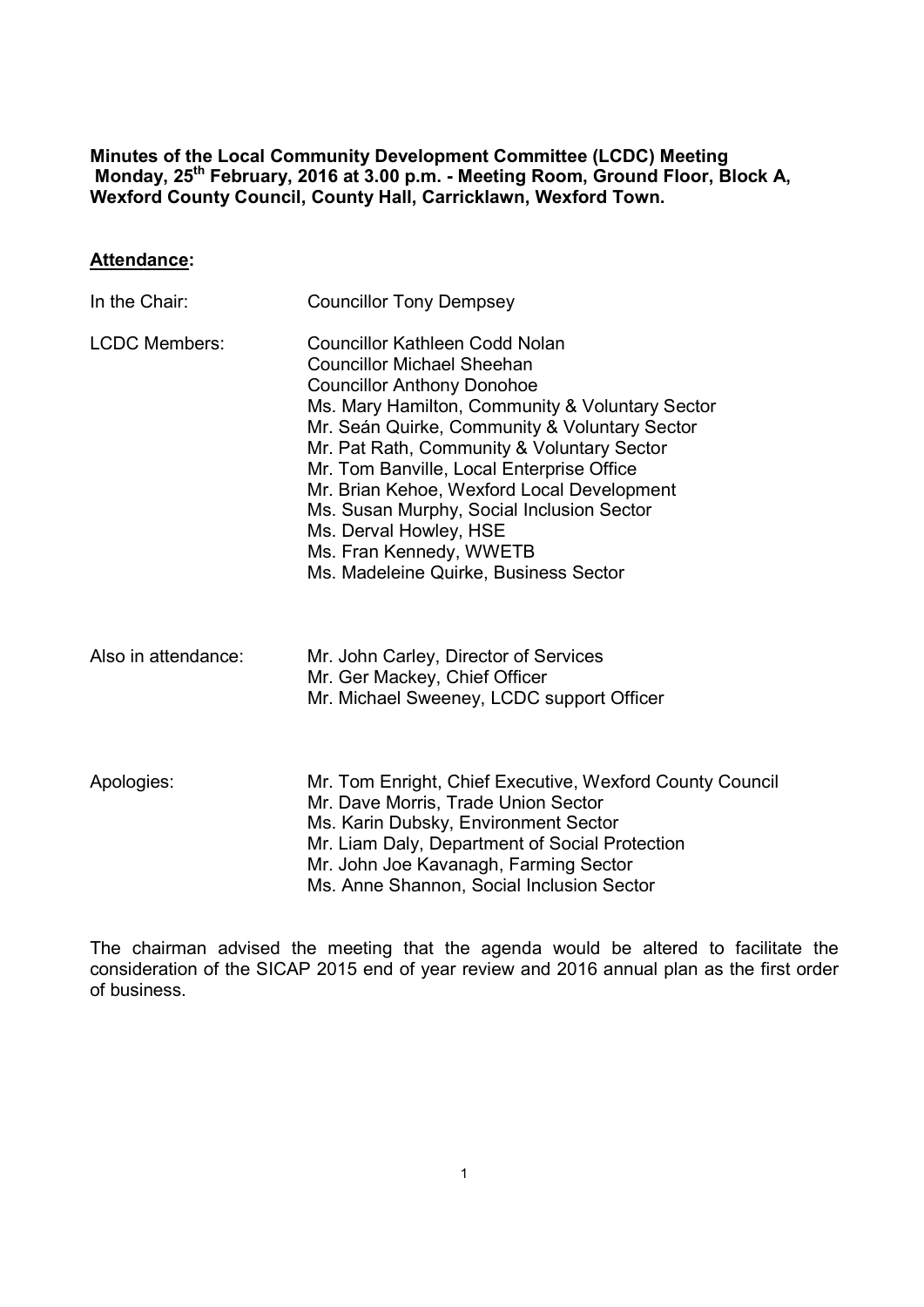**Minutes of the Local Community Development Committee (LCDC) Meeting Monday, 25th February, 2016 at 3.00 p.m. - Meeting Room, Ground Floor, Block A, Wexford County Council, County Hall, Carricklawn, Wexford Town.**

## **Attendance:**

| | |
|---|---|
| In the Chair: | Councillor Tony Dempsey |
| LCDC Members: | Councillor Kathleen Codd Nolan<br>Councillor Michael Sheehan<br>Councillor Anthony Donohoe<br>Ms. Mary Hamilton, Community & Voluntary Sector<br>Mr. Seán Quirke, Community & Voluntary Sector<br>Mr. Pat Rath, Community & Voluntary Sector<br>Mr. Tom Banville, Local Enterprise Office<br>Mr. Brian Kehoe, Wexford Local Development<br>Ms. Susan Murphy, Social Inclusion Sector<br>Ms. Derval Howley, HSE<br>Ms. Fran Kennedy, WWETB<br>Ms. Madeleine Quirke, Business Sector |
| Also in attendance: | Mr. John Carley, Director of Services<br>Mr. Ger Mackey, Chief Officer<br>Mr. Michael Sweeney, LCDC support Officer |
| Apologies: | Mr. Tom Enright, Chief Executive, Wexford County Council<br>Mr. Dave Morris, Trade Union Sector<br>Ms. Karin Dubsky, Environment Sector<br>Mr. Liam Daly, Department of Social Protection<br>Mr. John Joe Kavanagh, Farming Sector<br>Ms. Anne Shannon, Social Inclusion Sector |

The chairman advised the meeting that the agenda would be altered to facilitate the consideration of the SICAP 2015 end of year review and 2016 annual plan as the first order of business.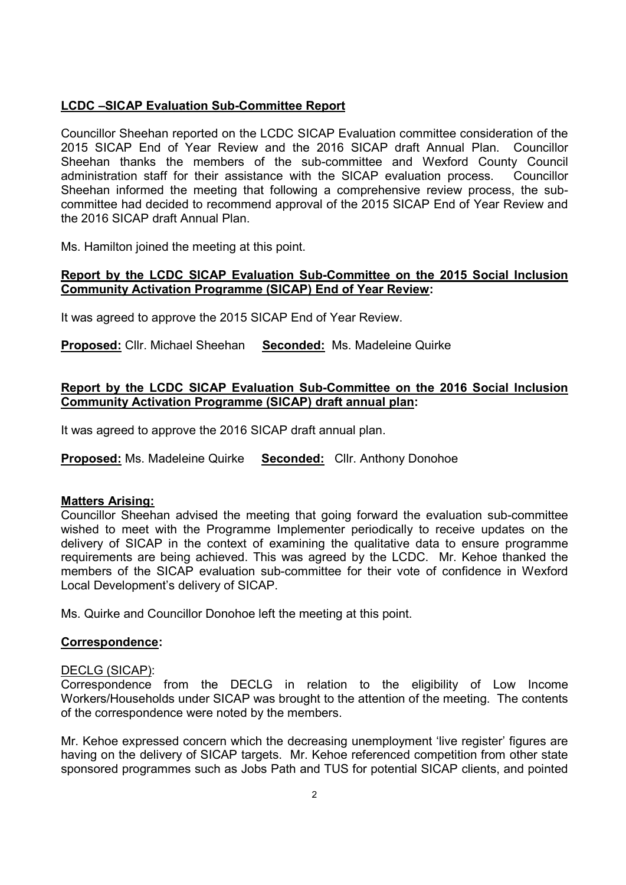**LCDC –SICAP Evaluation Sub-Committee Report**

Councillor Sheehan reported on the LCDC SICAP Evaluation committee consideration of the 2015 SICAP End of Year Review and the 2016 SICAP draft Annual Plan. Councillor Sheehan thanks the members of the sub-committee and Wexford County Council administration staff for their assistance with the SICAP evaluation process. Councillor Sheehan informed the meeting that following a comprehensive review process, the sub-committee had decided to recommend approval of the 2015 SICAP End of Year Review and the 2016 SICAP draft Annual Plan.

Ms. Hamilton joined the meeting at this point.

**Report by the LCDC SICAP Evaluation Sub-Committee on the 2015 Social Inclusion Community Activation Programme (SICAP) End of Year Review:**

It was agreed to approve the 2015 SICAP End of Year Review.

**Proposed:** Cllr. Michael Sheehan **Seconded:** Ms. Madeleine Quirke

**Report by the LCDC SICAP Evaluation Sub-Committee on the 2016 Social Inclusion Community Activation Programme (SICAP) draft annual plan:**

It was agreed to approve the 2016 SICAP draft annual plan.

**Proposed:** Ms. Madeleine Quirke **Seconded:** Cllr. Anthony Donohoe

**Matters Arising:**

Councillor Sheehan advised the meeting that going forward the evaluation sub-committee wished to meet with the Programme Implementer periodically to receive updates on the delivery of SICAP in the context of examining the qualitative data to ensure programme requirements are being achieved. This was agreed by the LCDC. Mr. Kehoe thanked the members of the SICAP evaluation sub-committee for their vote of confidence in Wexford Local Development's delivery of SICAP.

Ms. Quirke and Councillor Donohoe left the meeting at this point.

**Correspondence:**

DECLG (SICAP):

Correspondence from the DECLG in relation to the eligibility of Low Income Workers/Households under SICAP was brought to the attention of the meeting. The contents of the correspondence were noted by the members.

Mr. Kehoe expressed concern which the decreasing unemployment 'live register' figures are having on the delivery of SICAP targets. Mr. Kehoe referenced competition from other state sponsored programmes such as Jobs Path and TUS for potential SICAP clients, and pointed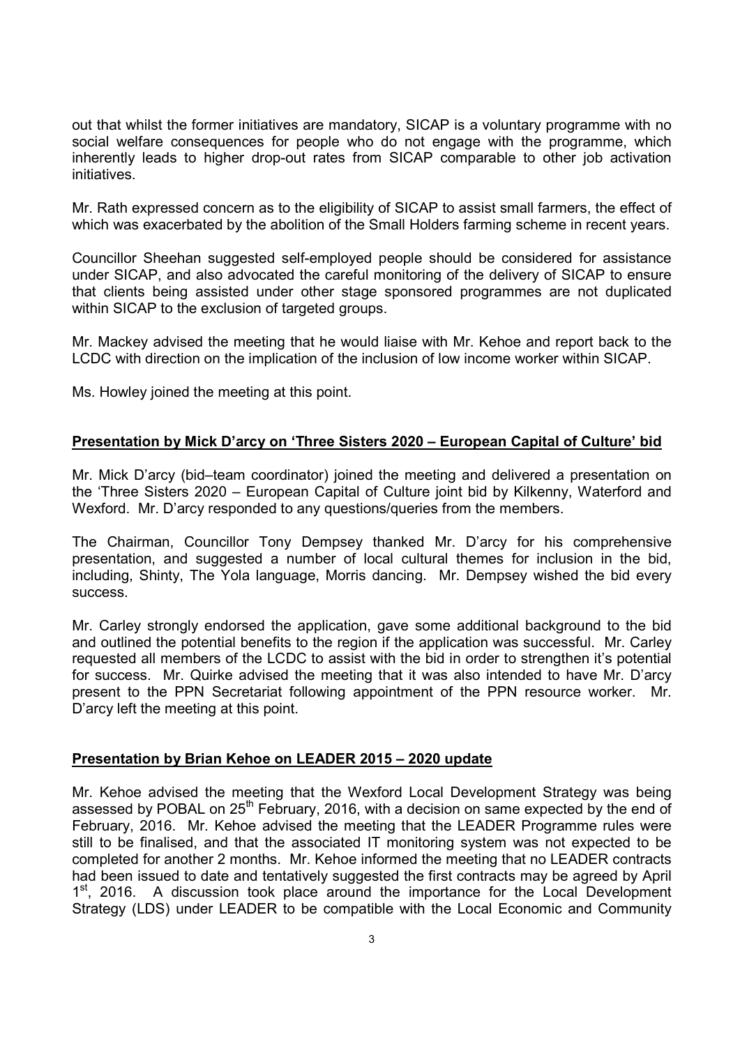out that whilst the former initiatives are mandatory, SICAP is a voluntary programme with no social welfare consequences for people who do not engage with the programme, which inherently leads to higher drop-out rates from SICAP comparable to other job activation initiatives.

Mr. Rath expressed concern as to the eligibility of SICAP to assist small farmers, the effect of which was exacerbated by the abolition of the Small Holders farming scheme in recent years.

Councillor Sheehan suggested self-employed people should be considered for assistance under SICAP, and also advocated the careful monitoring of the delivery of SICAP to ensure that clients being assisted under other stage sponsored programmes are not duplicated within SICAP to the exclusion of targeted groups.

Mr. Mackey advised the meeting that he would liaise with Mr. Kehoe and report back to the LCDC with direction on the implication of the inclusion of low income worker within SICAP.

Ms. Howley joined the meeting at this point.

**Presentation by Mick D'arcy on 'Three Sisters 2020 – European Capital of Culture' bid**

Mr. Mick D'arcy (bid–team coordinator) joined the meeting and delivered a presentation on the 'Three Sisters 2020 – European Capital of Culture joint bid by Kilkenny, Waterford and Wexford. Mr. D'arcy responded to any questions/queries from the members.

The Chairman, Councillor Tony Dempsey thanked Mr. D'arcy for his comprehensive presentation, and suggested a number of local cultural themes for inclusion in the bid, including, Shinty, The Yola language, Morris dancing. Mr. Dempsey wished the bid every success.

Mr. Carley strongly endorsed the application, gave some additional background to the bid and outlined the potential benefits to the region if the application was successful. Mr. Carley requested all members of the LCDC to assist with the bid in order to strengthen it's potential for success. Mr. Quirke advised the meeting that it was also intended to have Mr. D'arcy present to the PPN Secretariat following appointment of the PPN resource worker. Mr. D'arcy left the meeting at this point.

**Presentation by Brian Kehoe on LEADER 2015 – 2020 update**

Mr. Kehoe advised the meeting that the Wexford Local Development Strategy was being assessed by POBAL on 25th February, 2016, with a decision on same expected by the end of February, 2016. Mr. Kehoe advised the meeting that the LEADER Programme rules were still to be finalised, and that the associated IT monitoring system was not expected to be completed for another 2 months. Mr. Kehoe informed the meeting that no LEADER contracts had been issued to date and tentatively suggested the first contracts may be agreed by April 1st, 2016. A discussion took place around the importance for the Local Development Strategy (LDS) under LEADER to be compatible with the Local Economic and Community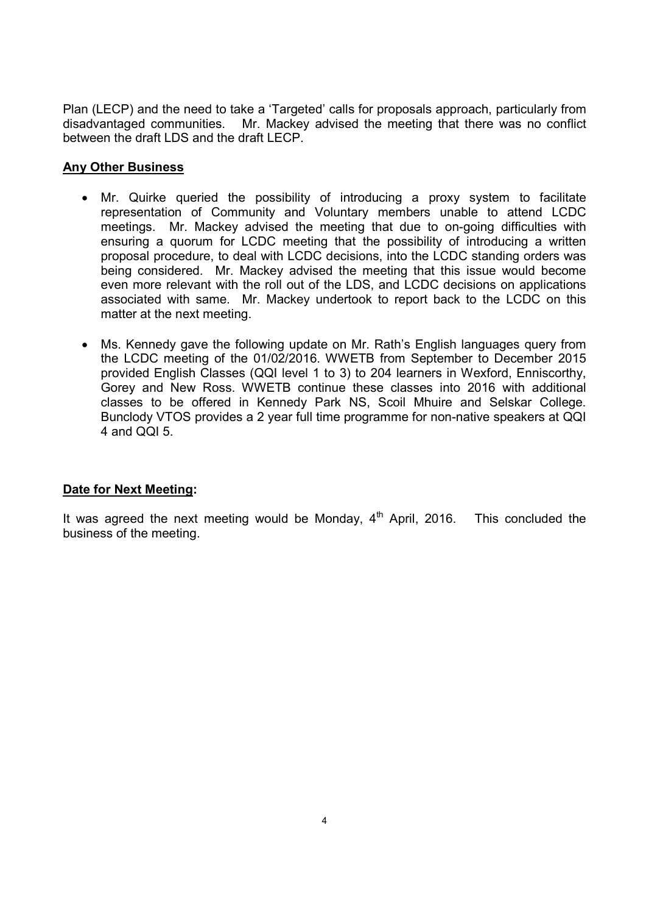Plan (LECP) and the need to take a 'Targeted' calls for proposals approach, particularly from disadvantaged communities. Mr. Mackey advised the meeting that there was no conflict between the draft LDS and the draft LECP.

**Any Other Business**

- Mr. Quirke queried the possibility of introducing a proxy system to facilitate representation of Community and Voluntary members unable to attend LCDC meetings. Mr. Mackey advised the meeting that due to on-going difficulties with ensuring a quorum for LCDC meeting that the possibility of introducing a written proposal procedure, to deal with LCDC decisions, into the LCDC standing orders was being considered. Mr. Mackey advised the meeting that this issue would become even more relevant with the roll out of the LDS, and LCDC decisions on applications associated with same. Mr. Mackey undertook to report back to the LCDC on this matter at the next meeting.

- Ms. Kennedy gave the following update on Mr. Rath's English languages query from the LCDC meeting of the 01/02/2016. WWETB from September to December 2015 provided English Classes (QQI level 1 to 3) to 204 learners in Wexford, Enniscorthy, Gorey and New Ross. WWETB continue these classes into 2016 with additional classes to be offered in Kennedy Park NS, Scoil Mhuire and Selskar College. Bunclody VTOS provides a 2 year full time programme for non-native speakers at QQI 4 and QQI 5.

**Date for Next Meeting:**

It was agreed the next meeting would be Monday, 4th April, 2016. This concluded the business of the meeting.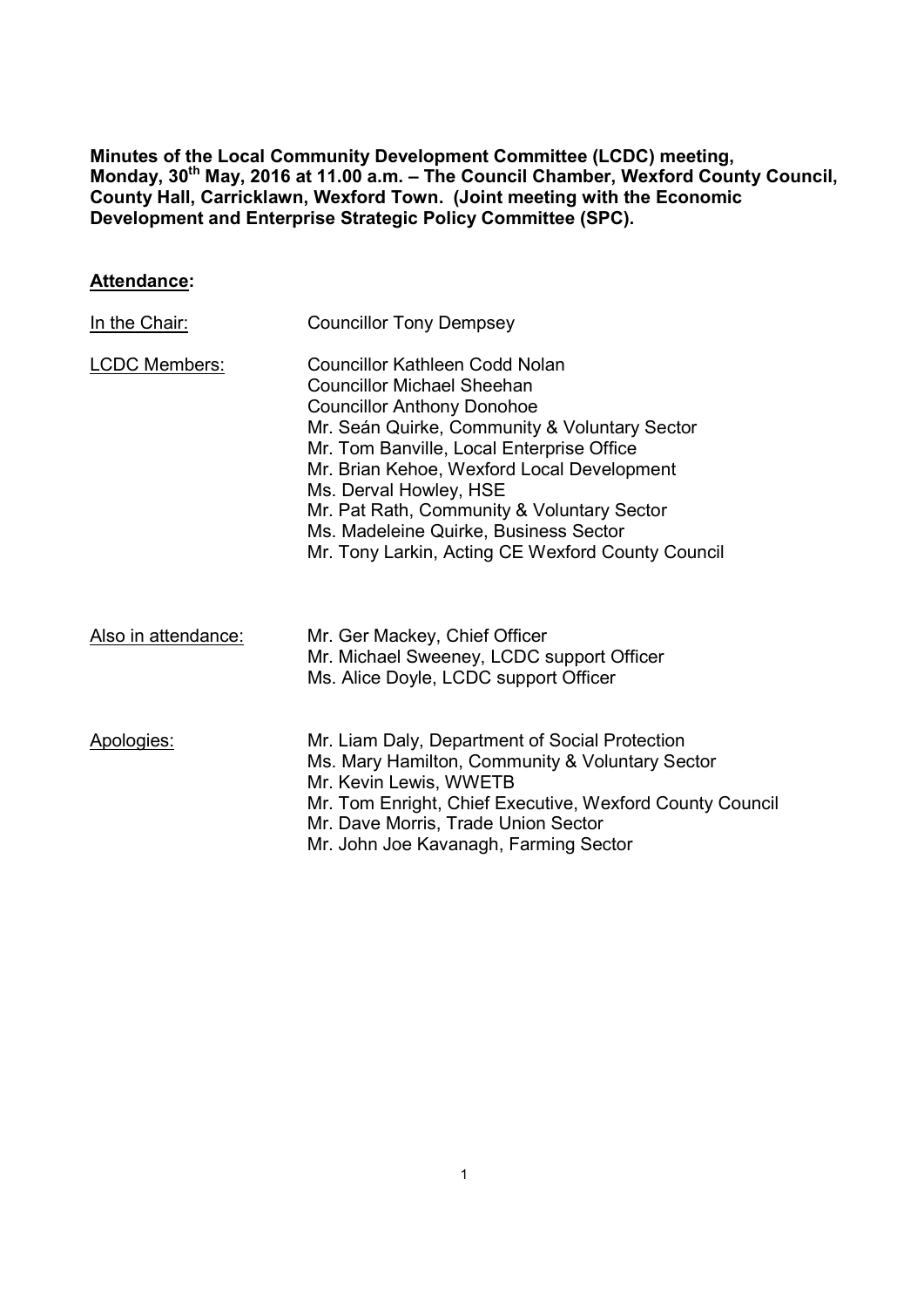**Minutes of the Local Community Development Committee (LCDC) meeting, Monday, 30th May, 2016 at 11.00 a.m. – The Council Chamber, Wexford County Council, County Hall, Carricklawn, Wexford Town. (Joint meeting with the Economic Development and Enterprise Strategic Policy Committee (SPC).**

## **Attendance:**

In the Chair: Councillor Tony Dempsey

LCDC Members:
- Councillor Kathleen Codd Nolan
- Councillor Michael Sheehan
- Councillor Anthony Donohoe
- Mr. Seán Quirke, Community & Voluntary Sector
- Mr. Tom Banville, Local Enterprise Office
- Mr. Brian Kehoe, Wexford Local Development
- Ms. Derval Howley, HSE
- Mr. Pat Rath, Community & Voluntary Sector
- Ms. Madeleine Quirke, Business Sector
- Mr. Tony Larkin, Acting CE Wexford County Council

Also in attendance:
- Mr. Ger Mackey, Chief Officer
- Mr. Michael Sweeney, LCDC support Officer
- Ms. Alice Doyle, LCDC support Officer

Apologies:
- Mr. Liam Daly, Department of Social Protection
- Ms. Mary Hamilton, Community & Voluntary Sector
- Mr. Kevin Lewis, WWETB
- Mr. Tom Enright, Chief Executive, Wexford County Council
- Mr. Dave Morris, Trade Union Sector
- Mr. John Joe Kavanagh, Farming Sector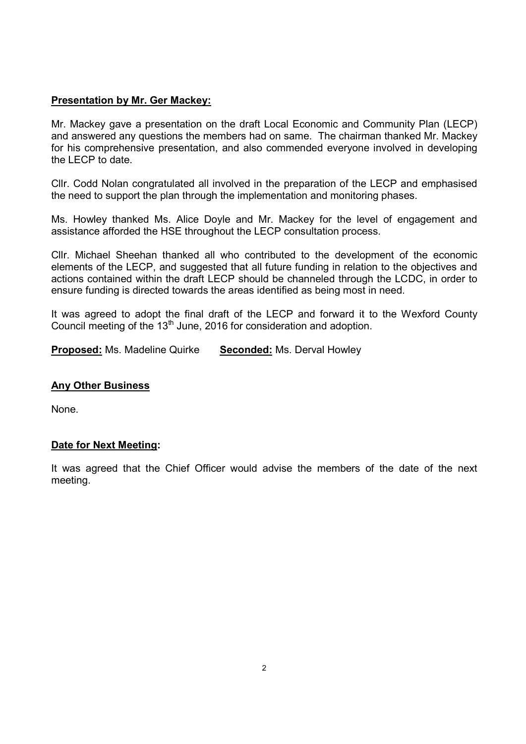**Presentation by Mr. Ger Mackey:**

Mr. Mackey gave a presentation on the draft Local Economic and Community Plan (LECP) and answered any questions the members had on same. The chairman thanked Mr. Mackey for his comprehensive presentation, and also commended everyone involved in developing the LECP to date.

Cllr. Codd Nolan congratulated all involved in the preparation of the LECP and emphasised the need to support the plan through the implementation and monitoring phases.

Ms. Howley thanked Ms. Alice Doyle and Mr. Mackey for the level of engagement and assistance afforded the HSE throughout the LECP consultation process.

Cllr. Michael Sheehan thanked all who contributed to the development of the economic elements of the LECP, and suggested that all future funding in relation to the objectives and actions contained within the draft LECP should be channeled through the LCDC, in order to ensure funding is directed towards the areas identified as being most in need.

It was agreed to adopt the final draft of the LECP and forward it to the Wexford County Council meeting of the 13th June, 2016 for consideration and adoption.

**Proposed:** Ms. Madeline Quirke **Seconded:** Ms. Derval Howley

**Any Other Business**

None.

**Date for Next Meeting:**

It was agreed that the Chief Officer would advise the members of the date of the next meeting.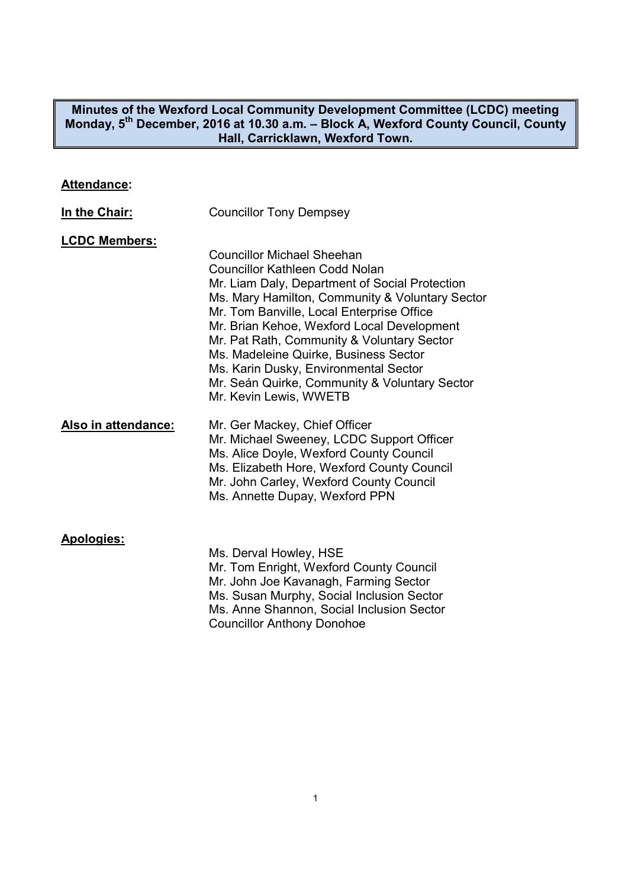**Minutes of the Wexford Local Community Development Committee (LCDC) meeting Monday, 5th December, 2016 at 10.30 a.m. – Block A, Wexford County Council, County Hall, Carricklawn, Wexford Town.**

**Attendance:**

**In the Chair:** Councillor Tony Dempsey

**LCDC Members:**

Councillor Michael Sheehan
Councillor Kathleen Codd Nolan
Mr. Liam Daly, Department of Social Protection
Ms. Mary Hamilton, Community & Voluntary Sector
Mr. Tom Banville, Local Enterprise Office
Mr. Brian Kehoe, Wexford Local Development
Mr. Pat Rath, Community & Voluntary Sector
Ms. Madeleine Quirke, Business Sector
Ms. Karin Dusky, Environmental Sector
Mr. Seán Quirke, Community & Voluntary Sector
Mr. Kevin Lewis, WWETB

**Also in attendance:**

Mr. Ger Mackey, Chief Officer
Mr. Michael Sweeney, LCDC Support Officer
Ms. Alice Doyle, Wexford County Council
Ms. Elizabeth Hore, Wexford County Council
Mr. John Carley, Wexford County Council
Ms. Annette Dupay, Wexford PPN

**Apologies:**

Ms. Derval Howley, HSE
Mr. Tom Enright, Wexford County Council
Mr. John Joe Kavanagh, Farming Sector
Ms. Susan Murphy, Social Inclusion Sector
Ms. Anne Shannon, Social Inclusion Sector
Councillor Anthony Donohoe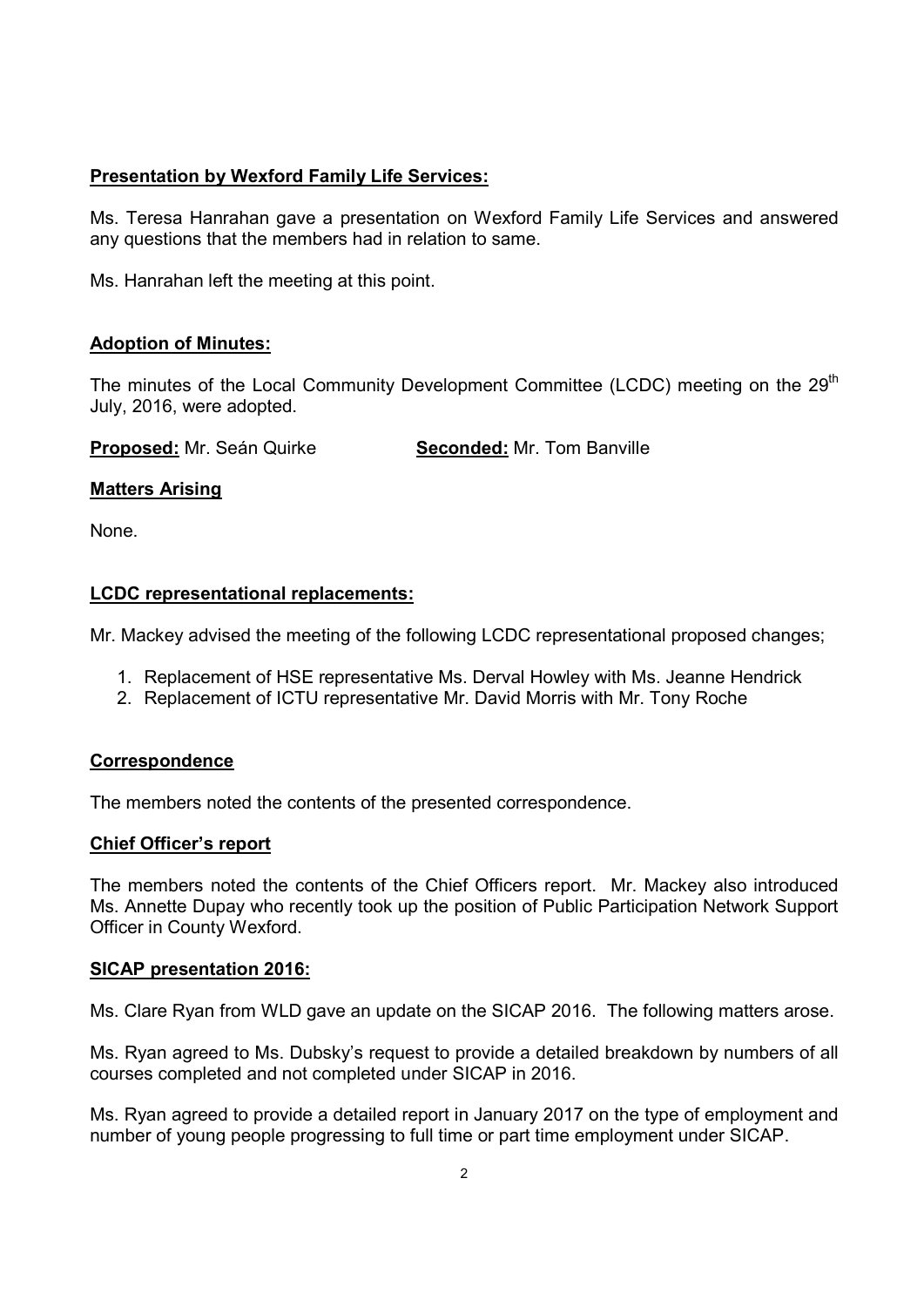**Presentation by Wexford Family Life Services:**

Ms. Teresa Hanrahan gave a presentation on Wexford Family Life Services and answered any questions that the members had in relation to same.

Ms. Hanrahan left the meeting at this point.

**Adoption of Minutes:**

The minutes of the Local Community Development Committee (LCDC) meeting on the 29th July, 2016, were adopted.

**Proposed:** Mr. Seán Quirke **Seconded:** Mr. Tom Banville

**Matters Arising**

None.

**LCDC representational replacements:**

Mr. Mackey advised the meeting of the following LCDC representational proposed changes;

1. Replacement of HSE representative Ms. Derval Howley with Ms. Jeanne Hendrick
2. Replacement of ICTU representative Mr. David Morris with Mr. Tony Roche

**Correspondence**

The members noted the contents of the presented correspondence.

**Chief Officer's report**

The members noted the contents of the Chief Officers report. Mr. Mackey also introduced Ms. Annette Dupay who recently took up the position of Public Participation Network Support Officer in County Wexford.

**SICAP presentation 2016:**

Ms. Clare Ryan from WLD gave an update on the SICAP 2016. The following matters arose.

Ms. Ryan agreed to Ms. Dubsky's request to provide a detailed breakdown by numbers of all courses completed and not completed under SICAP in 2016.

Ms. Ryan agreed to provide a detailed report in January 2017 on the type of employment and number of young people progressing to full time or part time employment under SICAP.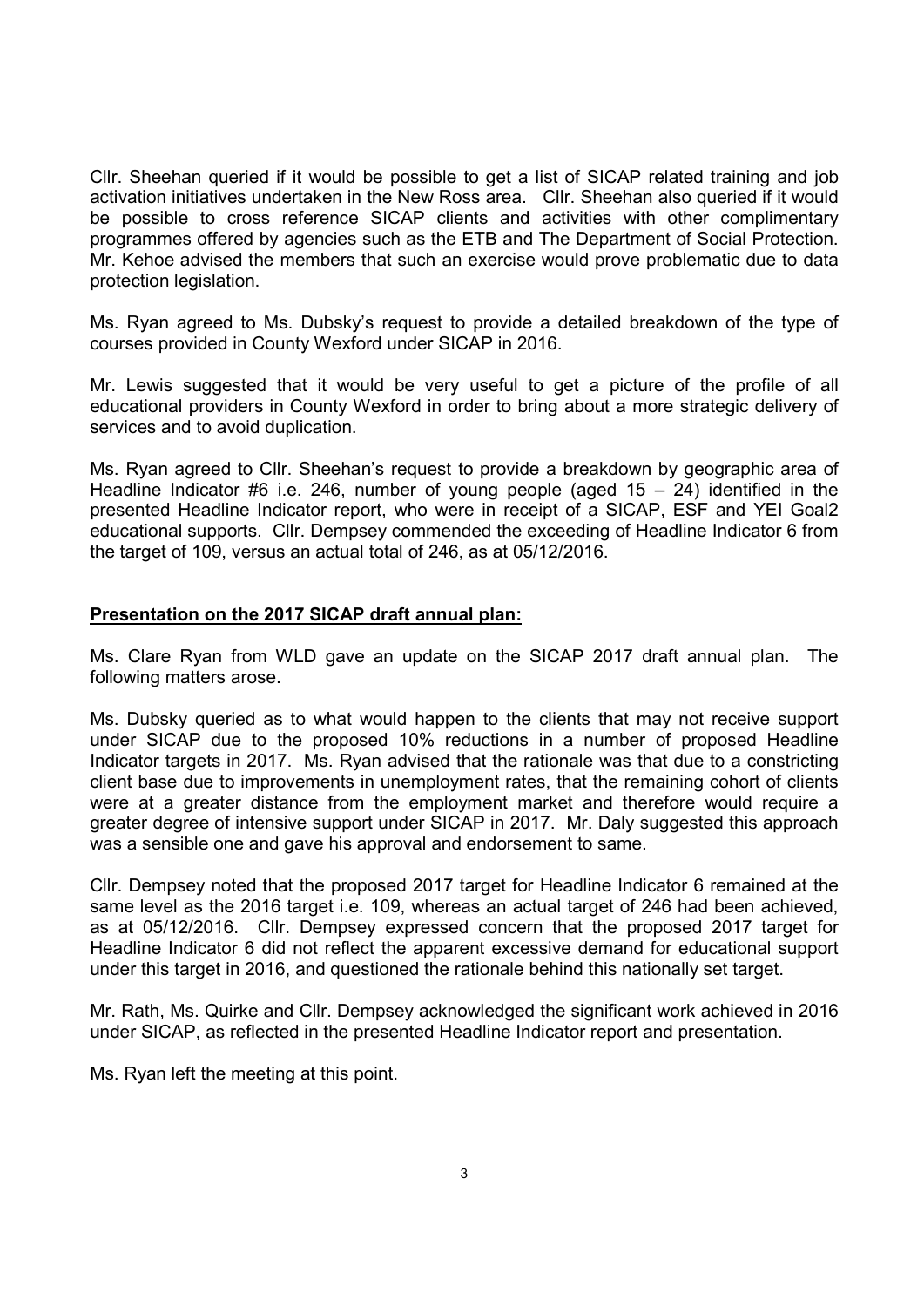Cllr. Sheehan queried if it would be possible to get a list of SICAP related training and job activation initiatives undertaken in the New Ross area. Cllr. Sheehan also queried if it would be possible to cross reference SICAP clients and activities with other complimentary programmes offered by agencies such as the ETB and The Department of Social Protection. Mr. Kehoe advised the members that such an exercise would prove problematic due to data protection legislation.

Ms. Ryan agreed to Ms. Dubsky's request to provide a detailed breakdown of the type of courses provided in County Wexford under SICAP in 2016.

Mr. Lewis suggested that it would be very useful to get a picture of the profile of all educational providers in County Wexford in order to bring about a more strategic delivery of services and to avoid duplication.

Ms. Ryan agreed to Cllr. Sheehan's request to provide a breakdown by geographic area of Headline Indicator #6 i.e. 246, number of young people (aged 15 – 24) identified in the presented Headline Indicator report, who were in receipt of a SICAP, ESF and YEI Goal2 educational supports. Cllr. Dempsey commended the exceeding of Headline Indicator 6 from the target of 109, versus an actual total of 246, as at 05/12/2016.

**Presentation on the 2017 SICAP draft annual plan:**

Ms. Clare Ryan from WLD gave an update on the SICAP 2017 draft annual plan. The following matters arose.

Ms. Dubsky queried as to what would happen to the clients that may not receive support under SICAP due to the proposed 10% reductions in a number of proposed Headline Indicator targets in 2017. Ms. Ryan advised that the rationale was that due to a constricting client base due to improvements in unemployment rates, that the remaining cohort of clients were at a greater distance from the employment market and therefore would require a greater degree of intensive support under SICAP in 2017. Mr. Daly suggested this approach was a sensible one and gave his approval and endorsement to same.

Cllr. Dempsey noted that the proposed 2017 target for Headline Indicator 6 remained at the same level as the 2016 target i.e. 109, whereas an actual target of 246 had been achieved, as at 05/12/2016. Cllr. Dempsey expressed concern that the proposed 2017 target for Headline Indicator 6 did not reflect the apparent excessive demand for educational support under this target in 2016, and questioned the rationale behind this nationally set target.

Mr. Rath, Ms. Quirke and Cllr. Dempsey acknowledged the significant work achieved in 2016 under SICAP, as reflected in the presented Headline Indicator report and presentation.

Ms. Ryan left the meeting at this point.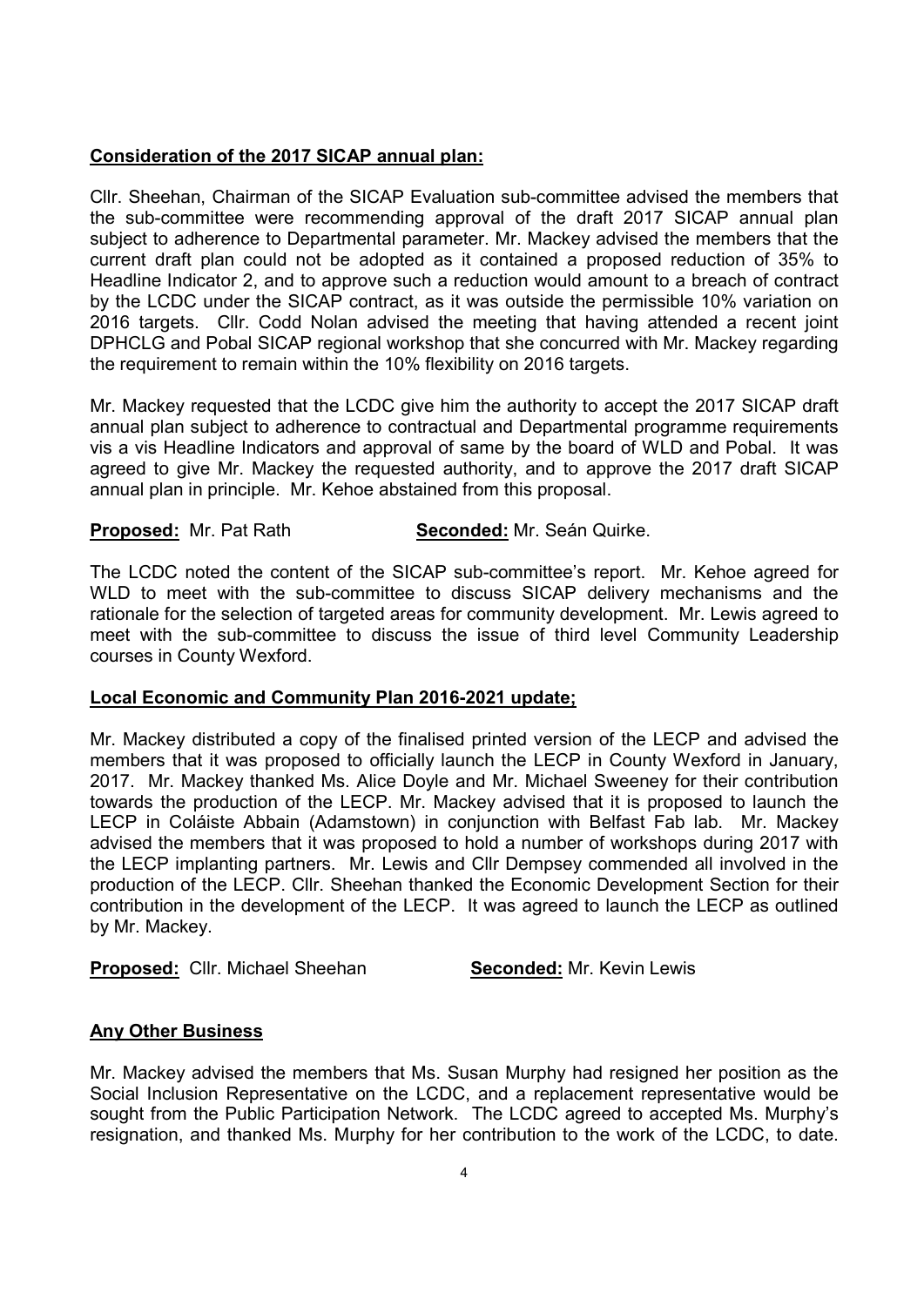**Consideration of the 2017 SICAP annual plan:**

Cllr. Sheehan, Chairman of the SICAP Evaluation sub-committee advised the members that the sub-committee were recommending approval of the draft 2017 SICAP annual plan subject to adherence to Departmental parameter. Mr. Mackey advised the members that the current draft plan could not be adopted as it contained a proposed reduction of 35% to Headline Indicator 2, and to approve such a reduction would amount to a breach of contract by the LCDC under the SICAP contract, as it was outside the permissible 10% variation on 2016 targets. Cllr. Codd Nolan advised the meeting that having attended a recent joint DPHCLG and Pobal SICAP regional workshop that she concurred with Mr. Mackey regarding the requirement to remain within the 10% flexibility on 2016 targets.

Mr. Mackey requested that the LCDC give him the authority to accept the 2017 SICAP draft annual plan subject to adherence to contractual and Departmental programme requirements vis a vis Headline Indicators and approval of same by the board of WLD and Pobal. It was agreed to give Mr. Mackey the requested authority, and to approve the 2017 draft SICAP annual plan in principle. Mr. Kehoe abstained from this proposal.

**Proposed:** Mr. Pat Rath **Seconded:** Mr. Seán Quirke.

The LCDC noted the content of the SICAP sub-committee's report. Mr. Kehoe agreed for WLD to meet with the sub-committee to discuss SICAP delivery mechanisms and the rationale for the selection of targeted areas for community development. Mr. Lewis agreed to meet with the sub-committee to discuss the issue of third level Community Leadership courses in County Wexford.

**Local Economic and Community Plan 2016-2021 update;**

Mr. Mackey distributed a copy of the finalised printed version of the LECP and advised the members that it was proposed to officially launch the LECP in County Wexford in January, 2017. Mr. Mackey thanked Ms. Alice Doyle and Mr. Michael Sweeney for their contribution towards the production of the LECP. Mr. Mackey advised that it is proposed to launch the LECP in Coláiste Abbain (Adamstown) in conjunction with Belfast Fab lab. Mr. Mackey advised the members that it was proposed to hold a number of workshops during 2017 with the LECP implanting partners. Mr. Lewis and Cllr Dempsey commended all involved in the production of the LECP. Cllr. Sheehan thanked the Economic Development Section for their contribution in the development of the LECP. It was agreed to launch the LECP as outlined by Mr. Mackey.

**Proposed:** Cllr. Michael Sheehan **Seconded:** Mr. Kevin Lewis

**Any Other Business**

Mr. Mackey advised the members that Ms. Susan Murphy had resigned her position as the Social Inclusion Representative on the LCDC, and a replacement representative would be sought from the Public Participation Network. The LCDC agreed to accepted Ms. Murphy's resignation, and thanked Ms. Murphy for her contribution to the work of the LCDC, to date.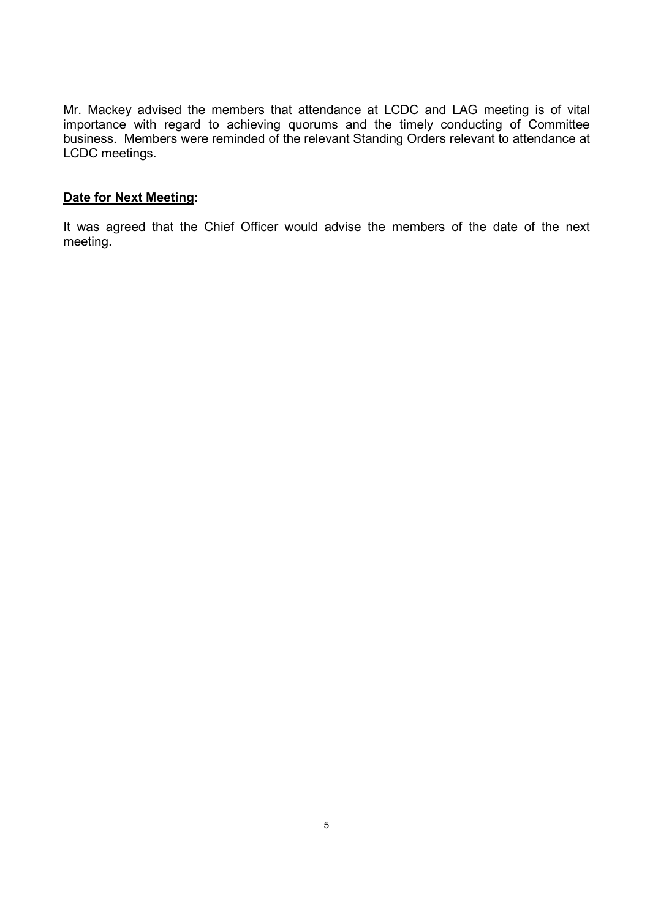Mr. Mackey advised the members that attendance at LCDC and LAG meeting is of vital importance with regard to achieving quorums and the timely conducting of Committee business. Members were reminded of the relevant Standing Orders relevant to attendance at LCDC meetings.

**Date for Next Meeting:**

It was agreed that the Chief Officer would advise the members of the date of the next meeting.